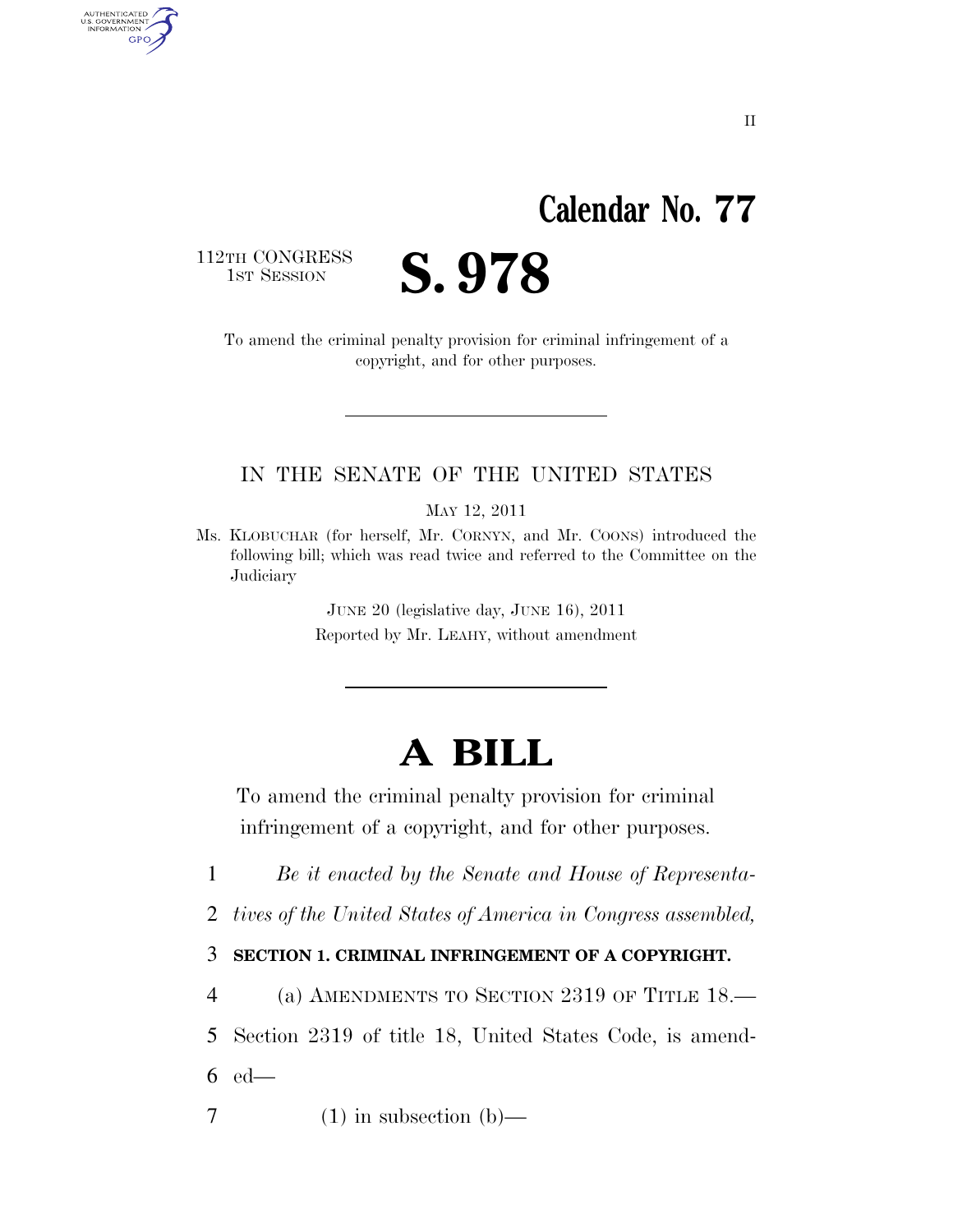II

# Calendar No. 77

112TH CONGRESS
1ST SESSION

# S. 978

To amend the criminal penalty provision for criminal infringement of a copyright, and for other purposes.

---

IN THE SENATE OF THE UNITED STATES

MAY 12, 2011

Ms. KLOBUCHAR (for herself, Mr. CORNYN, and Mr. COONS) introduced the following bill; which was read twice and referred to the Committee on the Judiciary

JUNE 20 (legislative day, JUNE 16), 2011
Reported by Mr. LEAHY, without amendment

---

# A BILL

To amend the criminal penalty provision for criminal infringement of a copyright, and for other purposes.

1 *Be it enacted by the Senate and House of Representa-*
2 *tives of the United States of America in Congress assembled,*

3 **SECTION 1. CRIMINAL INFRINGEMENT OF A COPYRIGHT.**

4 (a) AMENDMENTS TO SECTION 2319 OF TITLE 18.—
5 Section 2319 of title 18, United States Code, is amend-
6 ed—

7 (1) in subsection (b)—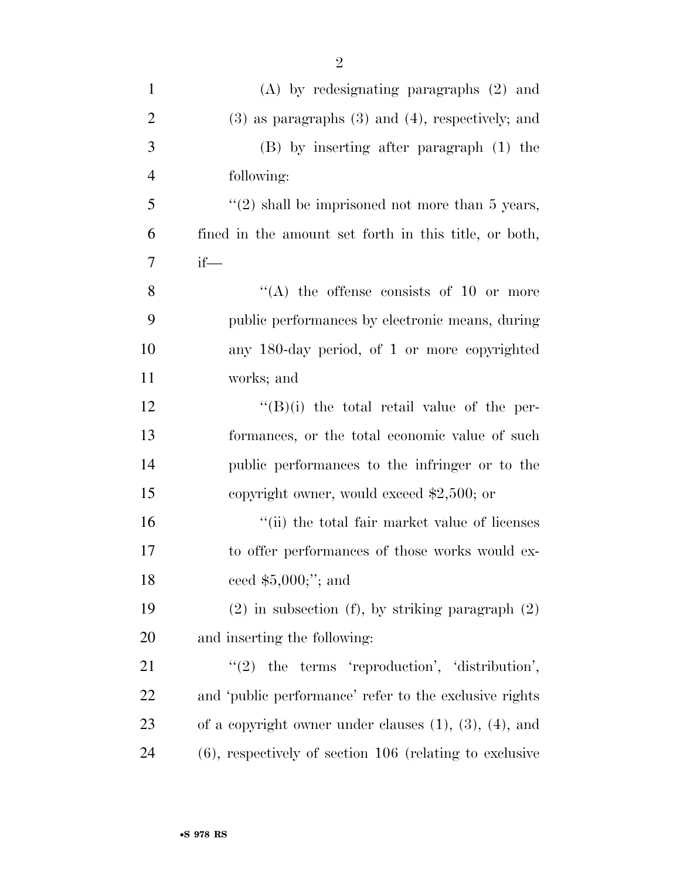(A) by redesignating paragraphs (2) and (3) as paragraphs (3) and (4), respectively; and

(B) by inserting after paragraph (1) the following:

"(2) shall be imprisoned not more than 5 years, fined in the amount set forth in this title, or both, if—

"(A) the offense consists of 10 or more public performances by electronic means, during any 180-day period, of 1 or more copyrighted works; and

"(B)(i) the total retail value of the performances, or the total economic value of such public performances to the infringer or to the copyright owner, would exceed $2,500; or

"(ii) the total fair market value of licenses to offer performances of those works would exceed $5,000;"; and

(2) in subsection (f), by striking paragraph (2) and inserting the following:

"(2) the terms 'reproduction', 'distribution', and 'public performance' refer to the exclusive rights of a copyright owner under clauses (1), (3), (4), and (6), respectively of section 106 (relating to exclusive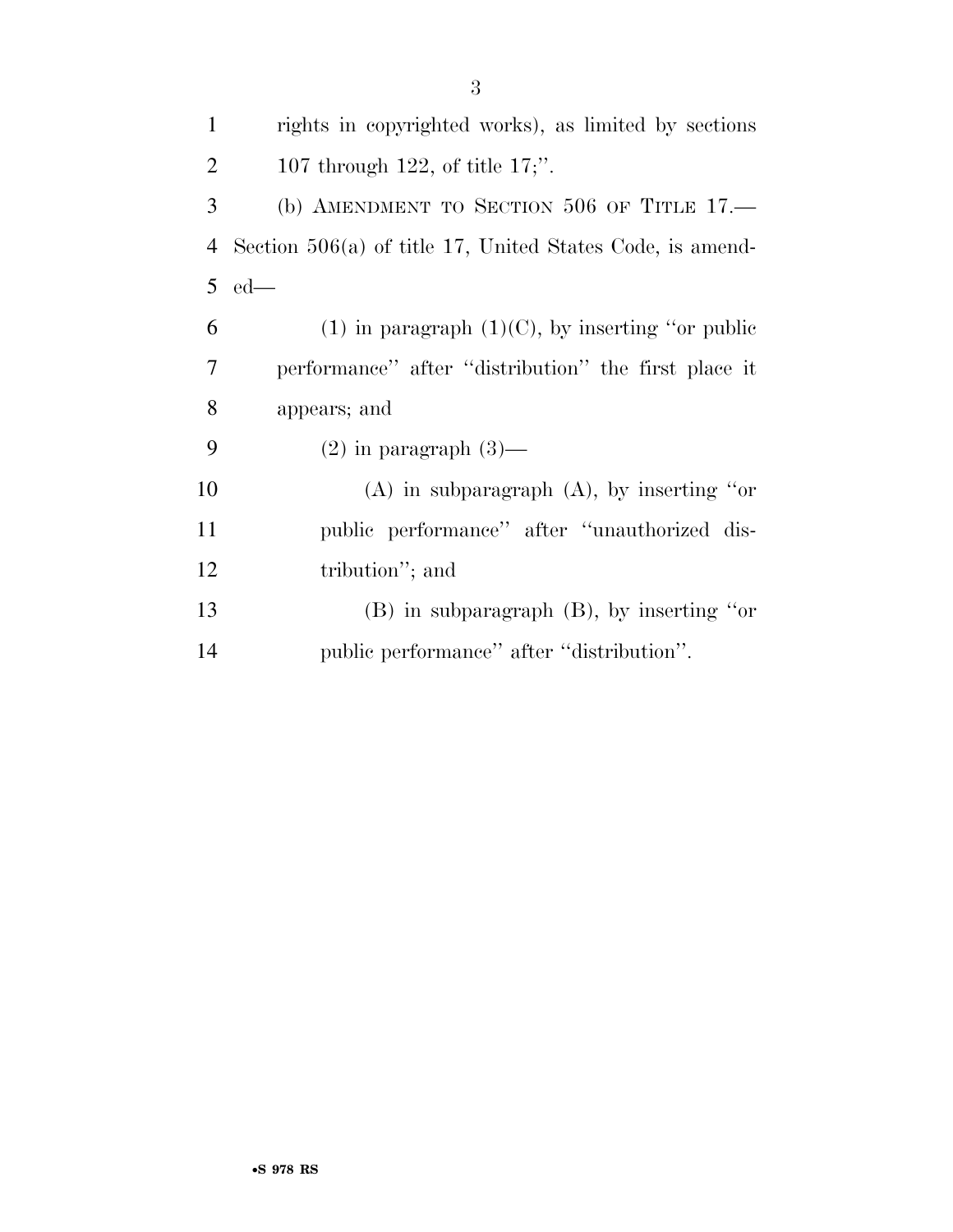rights in copyrighted works), as limited by sections 107 through 122, of title 17;''.

(b) AMENDMENT TO SECTION 506 OF TITLE 17.—Section 506(a) of title 17, United States Code, is amended—

(1) in paragraph (1)(C), by inserting ''or public performance'' after ''distribution'' the first place it appears; and

(2) in paragraph (3)—

(A) in subparagraph (A), by inserting ''or public performance'' after ''unauthorized distribution''; and

(B) in subparagraph (B), by inserting ''or public performance'' after ''distribution''.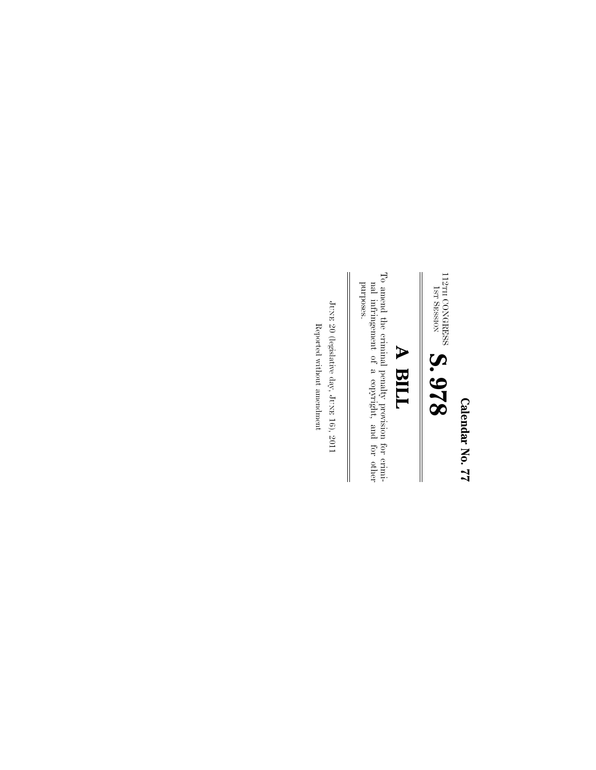Calendar No. 77

112TH CONGRESS
1ST SESSION

# S. 978

# A BILL

To amend the criminal penalty provision for criminal infringement of a copyright, and for other purposes.

JUNE 20 (legislative day, JUNE 16), 2011

Reported without amendment